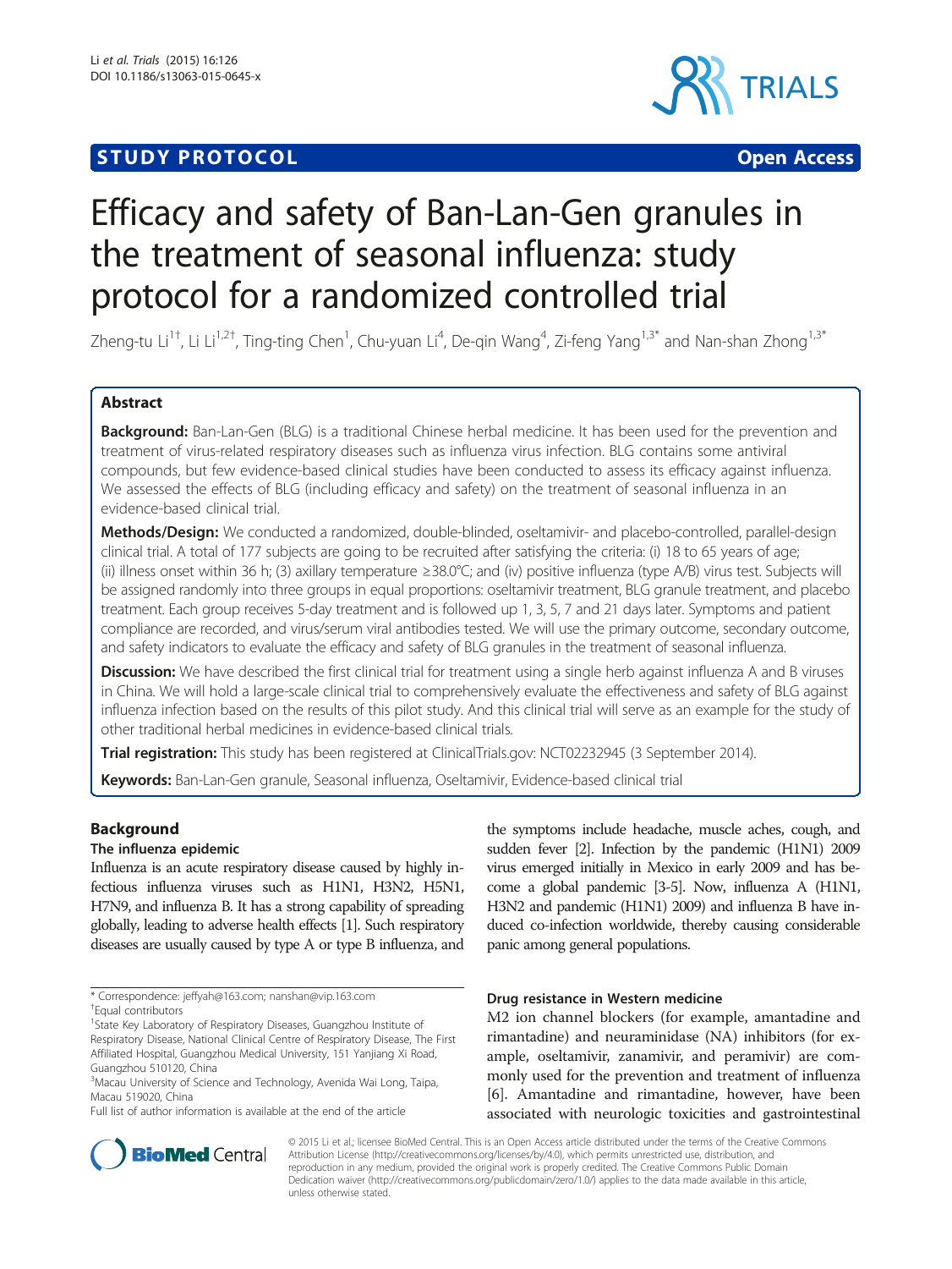STUDY PROTOCOL Open Access

# Efficacy and safety of Ban-Lan-Gen granules in the treatment of seasonal influenza: study protocol for a randomized controlled trial

Zheng-tu Li[1†], Li Li[1,2†], Ting-ting Chen[1], Chu-yuan Li[4], De-qin Wang[4], Zi-feng Yang[1,3*] and Nan-shan Zhong[1,3*]

## Abstract

**Background:** Ban-Lan-Gen (BLG) is a traditional Chinese herbal medicine. It has been used for the prevention and treatment of virus-related respiratory diseases such as influenza virus infection. BLG contains some antiviral compounds, but few evidence-based clinical studies have been conducted to assess its efficacy against influenza. We assessed the effects of BLG (including efficacy and safety) on the treatment of seasonal influenza in an evidence-based clinical trial.

**Methods/Design:** We conducted a randomized, double-blinded, oseltamivir- and placebo-controlled, parallel-design clinical trial. A total of 177 subjects are going to be recruited after satisfying the criteria: (i) 18 to 65 years of age; (ii) illness onset within 36 h; (3) axillary temperature ≥38.0°C; and (iv) positive influenza (type A/B) virus test. Subjects will be assigned randomly into three groups in equal proportions: oseltamivir treatment, BLG granule treatment, and placebo treatment. Each group receives 5-day treatment and is followed up 1, 3, 5, 7 and 21 days later. Symptoms and patient compliance are recorded, and virus/serum viral antibodies tested. We will use the primary outcome, secondary outcome, and safety indicators to evaluate the efficacy and safety of BLG granules in the treatment of seasonal influenza.

**Discussion:** We have described the first clinical trial for treatment using a single herb against influenza A and B viruses in China. We will hold a large-scale clinical trial to comprehensively evaluate the effectiveness and safety of BLG against influenza infection based on the results of this pilot study. And this clinical trial will serve as an example for the study of other traditional herbal medicines in evidence-based clinical trials.

**Trial registration:** This study has been registered at ClinicalTrials.gov: NCT02232945 (3 September 2014).

**Keywords:** Ban-Lan-Gen granule, Seasonal influenza, Oseltamivir, Evidence-based clinical trial

## Background

### The influenza epidemic

Influenza is an acute respiratory disease caused by highly infectious influenza viruses such as H1N1, H3N2, H5N1, H7N9, and influenza B. It has a strong capability of spreading globally, leading to adverse health effects [1]. Such respiratory diseases are usually caused by type A or type B influenza, and the symptoms include headache, muscle aches, cough, and sudden fever [2]. Infection by the pandemic (H1N1) 2009 virus emerged initially in Mexico in early 2009 and has become a global pandemic [3-5]. Now, influenza A (H1N1, H3N2 and pandemic (H1N1) 2009) and influenza B have induced co-infection worldwide, thereby causing considerable panic among general populations.

### Drug resistance in Western medicine

M2 ion channel blockers (for example, amantadine and rimantadine) and neuraminidase (NA) inhibitors (for example, oseltamivir, zanamivir, and peramivir) are commonly used for the prevention and treatment of influenza [6]. Amantadine and rimantadine, however, have been associated with neurologic toxicities and gastrointestinal

\* Correspondence: jeffyah@163.com; nanshan@vip.163.com
†Equal contributors
[1]State Key Laboratory of Respiratory Diseases, Guangzhou Institute of Respiratory Disease, National Clinical Centre of Respiratory Disease, The First Affiliated Hospital, Guangzhou Medical University, 151 Yanjiang Xi Road, Guangzhou 510120, China
[3]Macau University of Science and Technology, Avenida Wai Long, Taipa, Macau 519020, China
Full list of author information is available at the end of the article

© 2015 Li et al.; licensee BioMed Central. This is an Open Access article distributed under the terms of the Creative Commons Attribution License (http://creativecommons.org/licenses/by/4.0), which permits unrestricted use, distribution, and reproduction in any medium, provided the original work is properly credited. The Creative Commons Public Domain Dedication waiver (http://creativecommons.org/publicdomain/zero/1.0/) applies to the data made available in this article, unless otherwise stated.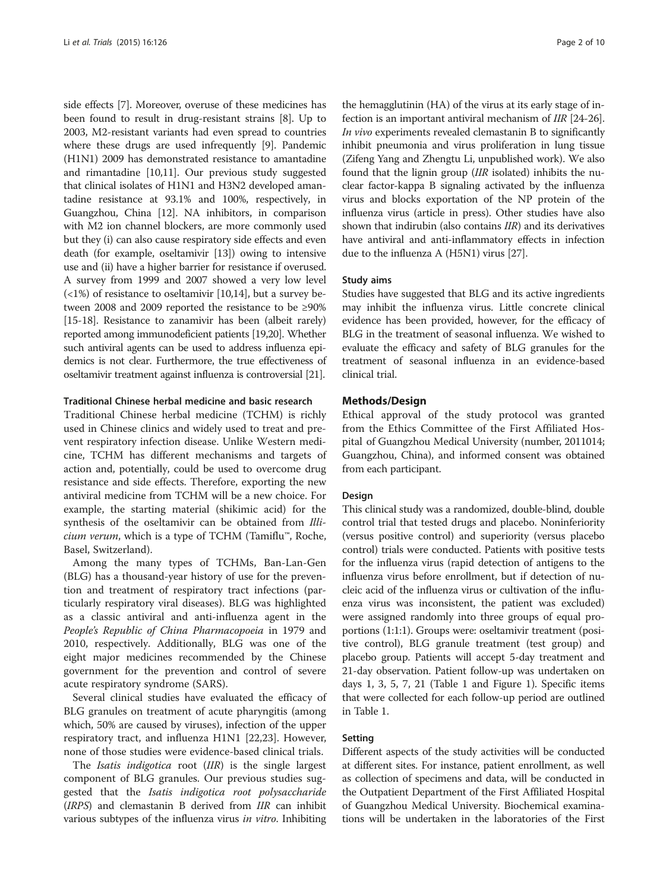side effects [7]. Moreover, overuse of these medicines has been found to result in drug-resistant strains [8]. Up to 2003, M2-resistant variants had even spread to countries where these drugs are used infrequently [9]. Pandemic (H1N1) 2009 has demonstrated resistance to amantadine and rimantadine [10,11]. Our previous study suggested that clinical isolates of H1N1 and H3N2 developed amantadine resistance at 93.1% and 100%, respectively, in Guangzhou, China [12]. NA inhibitors, in comparison with M2 ion channel blockers, are more commonly used but they (i) can also cause respiratory side effects and even death (for example, oseltamivir [13]) owing to intensive use and (ii) have a higher barrier for resistance if overused. A survey from 1999 and 2007 showed a very low level (<1%) of resistance to oseltamivir [10,14], but a survey between 2008 and 2009 reported the resistance to be ≥90% [15-18]. Resistance to zanamivir has been (albeit rarely) reported among immunodeficient patients [19,20]. Whether such antiviral agents can be used to address influenza epidemics is not clear. Furthermore, the true effectiveness of oseltamivir treatment against influenza is controversial [21].

#### Traditional Chinese herbal medicine and basic research

Traditional Chinese herbal medicine (TCHM) is richly used in Chinese clinics and widely used to treat and prevent respiratory infection disease. Unlike Western medicine, TCHM has different mechanisms and targets of action and, potentially, could be used to overcome drug resistance and side effects. Therefore, exporting the new antiviral medicine from TCHM will be a new choice. For example, the starting material (shikimic acid) for the synthesis of the oseltamivir can be obtained from *Illicium verum*, which is a type of TCHM (Tamiflu™, Roche, Basel, Switzerland).

Among the many types of TCHMs, Ban-Lan-Gen (BLG) has a thousand-year history of use for the prevention and treatment of respiratory tract infections (particularly respiratory viral diseases). BLG was highlighted as a classic antiviral and anti-influenza agent in the *People's Republic of China Pharmacopoeia* in 1979 and 2010, respectively. Additionally, BLG was one of the eight major medicines recommended by the Chinese government for the prevention and control of severe acute respiratory syndrome (SARS).

Several clinical studies have evaluated the efficacy of BLG granules on treatment of acute pharyngitis (among which, 50% are caused by viruses), infection of the upper respiratory tract, and influenza H1N1 [22,23]. However, none of those studies were evidence-based clinical trials.

The *Isatis indigotica* root (*IIR*) is the single largest component of BLG granules. Our previous studies suggested that the *Isatis indigotica root polysaccharide* (*IRPS*) and clemastanin B derived from *IIR* can inhibit various subtypes of the influenza virus *in vitro*. Inhibiting the hemagglutinin (HA) of the virus at its early stage of infection is an important antiviral mechanism of *IIR* [24-26]. *In vivo* experiments revealed clemastanin B to significantly inhibit pneumonia and virus proliferation in lung tissue (Zifeng Yang and Zhengtu Li, unpublished work). We also found that the lignin group (*IIR* isolated) inhibits the nuclear factor-kappa B signaling activated by the influenza virus and blocks exportation of the NP protein of the influenza virus (article in press). Other studies have also shown that indirubin (also contains *IIR*) and its derivatives have antiviral and anti-inflammatory effects in infection due to the influenza A (H5N1) virus [27].

#### Study aims

Studies have suggested that BLG and its active ingredients may inhibit the influenza virus. Little concrete clinical evidence has been provided, however, for the efficacy of BLG in the treatment of seasonal influenza. We wished to evaluate the efficacy and safety of BLG granules for the treatment of seasonal influenza in an evidence-based clinical trial.

## Methods/Design

Ethical approval of the study protocol was granted from the Ethics Committee of the First Affiliated Hospital of Guangzhou Medical University (number, 2011014; Guangzhou, China), and informed consent was obtained from each participant.

#### Design

This clinical study was a randomized, double-blind, double control trial that tested drugs and placebo. Noninferiority (versus positive control) and superiority (versus placebo control) trials were conducted. Patients with positive tests for the influenza virus (rapid detection of antigens to the influenza virus before enrollment, but if detection of nucleic acid of the influenza virus or cultivation of the influenza virus was inconsistent, the patient was excluded) were assigned randomly into three groups of equal proportions (1:1:1). Groups were: oseltamivir treatment (positive control), BLG granule treatment (test group) and placebo group. Patients will accept 5-day treatment and 21-day observation. Patient follow-up was undertaken on days 1, 3, 5, 7, 21 (Table 1 and Figure 1). Specific items that were collected for each follow-up period are outlined in Table 1.

#### Setting

Different aspects of the study activities will be conducted at different sites. For instance, patient enrollment, as well as collection of specimens and data, will be conducted in the Outpatient Department of the First Affiliated Hospital of Guangzhou Medical University. Biochemical examinations will be undertaken in the laboratories of the First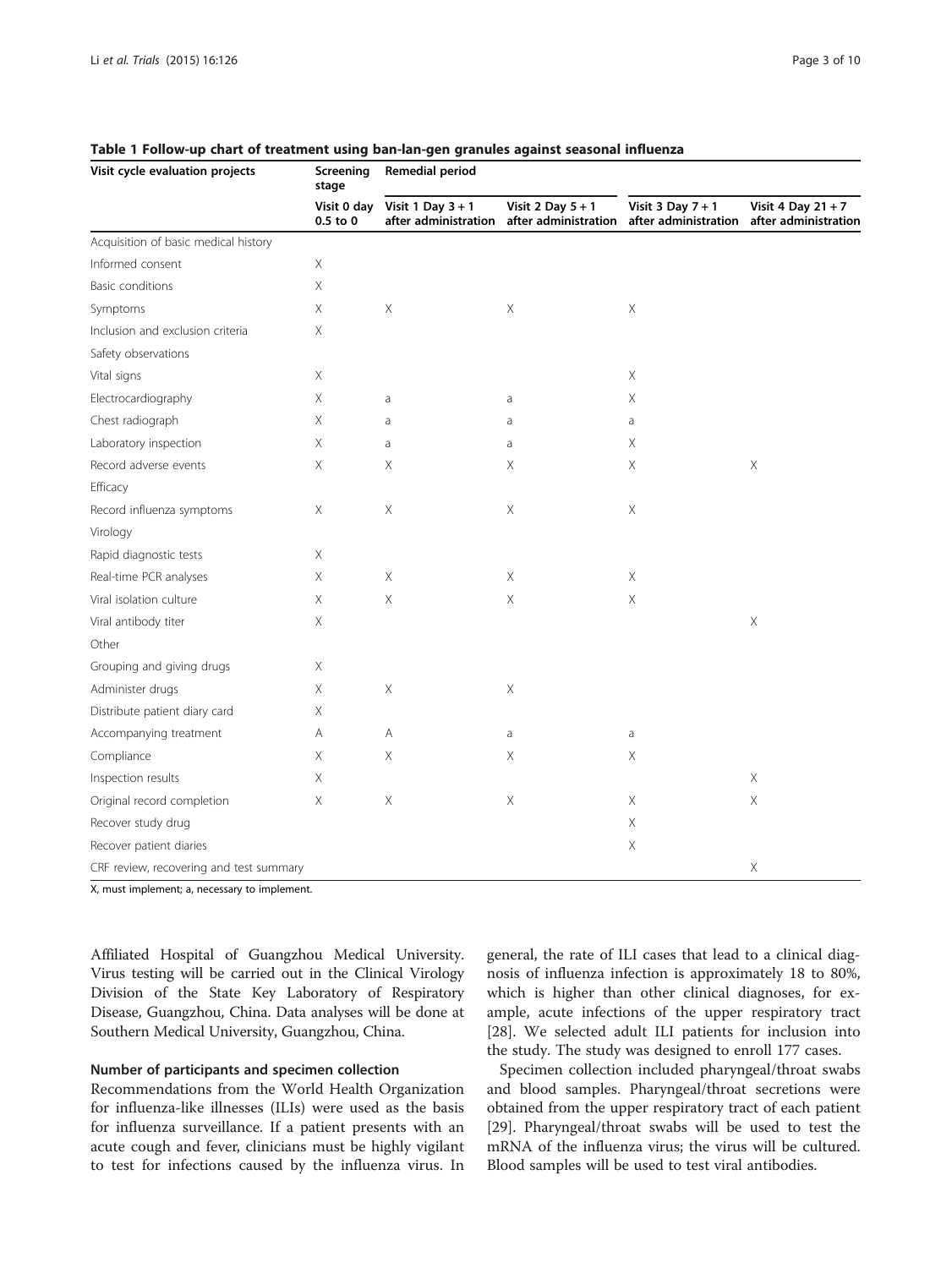**Table 1 Follow-up chart of treatment using ban-lan-gen granules against seasonal influenza**

| Visit cycle evaluation projects | Screening stage | Remedial period | | | |
|---|---|---|---|---|---|
| | Visit 0 day 0.5 to 0 | Visit 1 Day 3 + 1 after administration | Visit 2 Day 5 + 1 after administration | Visit 3 Day 7 + 1 after administration | Visit 4 Day 21 + 7 after administration |
| Acquisition of basic medical history | | | | | |
| Informed consent | X | | | | |
| Basic conditions | X | | | | |
| Symptoms | X | X | X | X | |
| Inclusion and exclusion criteria | X | | | | |
| Safety observations | | | | | |
| Vital signs | X | | | X | |
| Electrocardiography | X | a | a | X | |
| Chest radiograph | X | a | a | a | |
| Laboratory inspection | X | a | a | X | |
| Record adverse events | X | X | X | X | X |
| Efficacy | | | | | |
| Record influenza symptoms | X | X | X | X | |
| Virology | | | | | |
| Rapid diagnostic tests | X | | | | |
| Real-time PCR analyses | X | X | X | X | |
| Viral isolation culture | X | X | X | X | |
| Viral antibody titer | X | | | | X |
| Other | | | | | |
| Grouping and giving drugs | X | | | | |
| Administer drugs | X | X | X | | |
| Distribute patient diary card | X | | | | |
| Accompanying treatment | A | A | a | a | |
| Compliance | X | X | X | X | |
| Inspection results | X | | | | X |
| Original record completion | X | X | X | X | X |
| Recover study drug | | | | X | |
| Recover patient diaries | | | | X | |
| CRF review, recovering and test summary | | | | | X |

X, must implement; a, necessary to implement.

Affiliated Hospital of Guangzhou Medical University. Virus testing will be carried out in the Clinical Virology Division of the State Key Laboratory of Respiratory Disease, Guangzhou, China. Data analyses will be done at Southern Medical University, Guangzhou, China.

### Number of participants and specimen collection

Recommendations from the World Health Organization for influenza-like illnesses (ILIs) were used as the basis for influenza surveillance. If a patient presents with an acute cough and fever, clinicians must be highly vigilant to test for infections caused by the influenza virus. In general, the rate of ILI cases that lead to a clinical diagnosis of influenza infection is approximately 18 to 80%, which is higher than other clinical diagnoses, for example, acute infections of the upper respiratory tract [28]. We selected adult ILI patients for inclusion into the study. The study was designed to enroll 177 cases.

Specimen collection included pharyngeal/throat swabs and blood samples. Pharyngeal/throat secretions were obtained from the upper respiratory tract of each patient [29]. Pharyngeal/throat swabs will be used to test the mRNA of the influenza virus; the virus will be cultured. Blood samples will be used to test viral antibodies.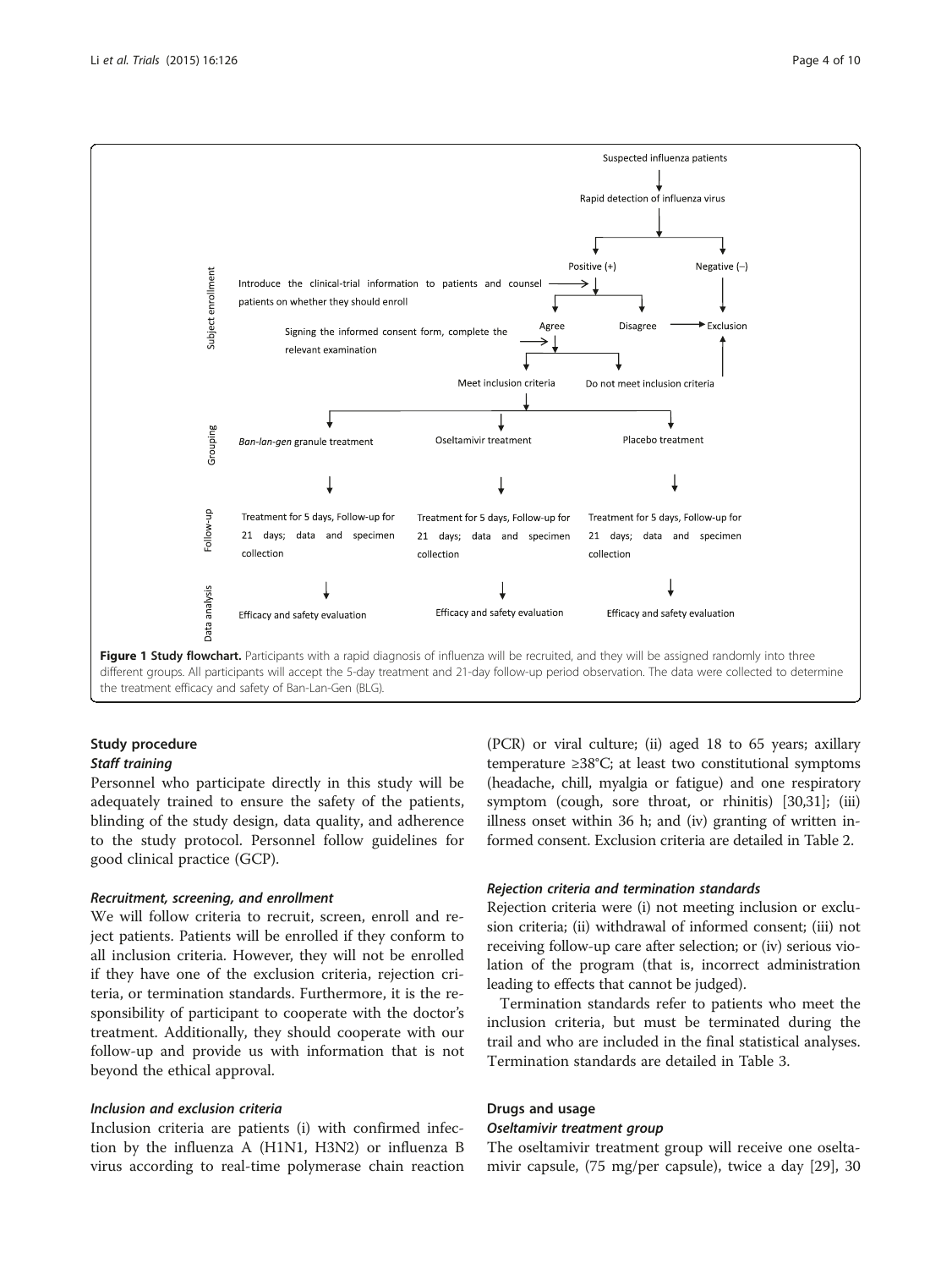**Figure 1 Study flowchart.** Participants with a rapid diagnosis of influenza will be recruited, and they will be assigned randomly into three different groups. All participants will accept the 5-day treatment and 21-day follow-up period observation. The data were collected to determine the treatment efficacy and safety of Ban-Lan-Gen (BLG).

## Study procedure

### Staff training

Personnel who participate directly in this study will be adequately trained to ensure the safety of the patients, blinding of the study design, data quality, and adherence to the study protocol. Personnel follow guidelines for good clinical practice (GCP).

### Recruitment, screening, and enrollment

We will follow criteria to recruit, screen, enroll and reject patients. Patients will be enrolled if they conform to all inclusion criteria. However, they will not be enrolled if they have one of the exclusion criteria, rejection criteria, or termination standards. Furthermore, it is the responsibility of participant to cooperate with the doctor's treatment. Additionally, they should cooperate with our follow-up and provide us with information that is not beyond the ethical approval.

### Inclusion and exclusion criteria

Inclusion criteria are patients (i) with confirmed infection by the influenza A (H1N1, H3N2) or influenza B virus according to real-time polymerase chain reaction (PCR) or viral culture; (ii) aged 18 to 65 years; axillary temperature ≥38°C; at least two constitutional symptoms (headache, chill, myalgia or fatigue) and one respiratory symptom (cough, sore throat, or rhinitis) [30,31]; (iii) illness onset within 36 h; and (iv) granting of written informed consent. Exclusion criteria are detailed in Table 2.

### Rejection criteria and termination standards

Rejection criteria were (i) not meeting inclusion or exclusion criteria; (ii) withdrawal of informed consent; (iii) not receiving follow-up care after selection; or (iv) serious violation of the program (that is, incorrect administration leading to effects that cannot be judged).

Termination standards refer to patients who meet the inclusion criteria, but must be terminated during the trail and who are included in the final statistical analyses. Termination standards are detailed in Table 3.

## Drugs and usage

### Oseltamivir treatment group

The oseltamivir treatment group will receive one oseltamivir capsule, (75 mg/per capsule), twice a day [29], 30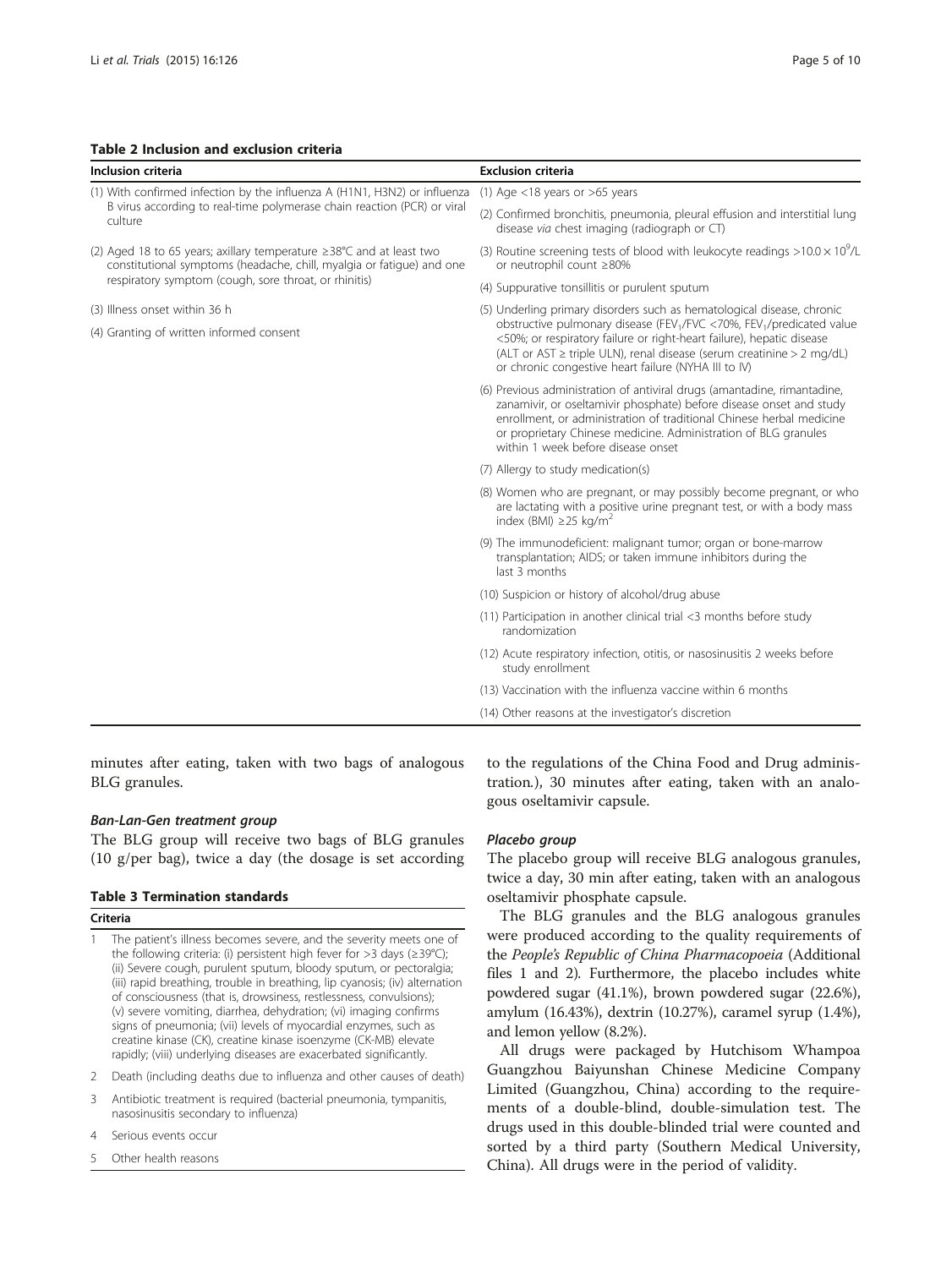**Table 2 Inclusion and exclusion criteria**

| Inclusion criteria | Exclusion criteria |
| --- | --- |
| (1) With confirmed infection by the influenza A (H1N1, H3N2) or influenza B virus according to real-time polymerase chain reaction (PCR) or viral culture | (1) Age <18 years or >65 years |
| | (2) Confirmed bronchitis, pneumonia, pleural effusion and interstitial lung disease *via* chest imaging (radiograph or CT) |
| (2) Aged 18 to 65 years; axillary temperature ≥38°C and at least two constitutional symptoms (headache, chill, myalgia or fatigue) and one respiratory symptom (cough, sore throat, or rhinitis) | (3) Routine screening tests of blood with leukocyte readings $>10.0 \times 10^9$/L or neutrophil count ≥80% |
| | (4) Suppurative tonsillitis or purulent sputum |
| (3) Illness onset within 36 h | (5) Underling primary disorders such as hematological disease, chronic obstructive pulmonary disease ($FEV_1$/FVC <70%, $FEV_1$/predicated value <50%; or respiratory failure or right-heart failure), hepatic disease (ALT or AST ≥ triple ULN), renal disease (serum creatinine > 2 mg/dL) or chronic congestive heart failure (NYHA III to IV) |
| (4) Granting of written informed consent | |
| | (6) Previous administration of antiviral drugs (amantadine, rimantadine, zanamivir, or oseltamivir phosphate) before disease onset and study enrollment, or administration of traditional Chinese herbal medicine or proprietary Chinese medicine. Administration of BLG granules within 1 week before disease onset |
| | (7) Allergy to study medication(s) |
| | (8) Women who are pregnant, or may possibly become pregnant, or who are lactating with a positive urine pregnant test, or with a body mass index (BMI) ≥25 kg/m$^2$ |
| | (9) The immunodeficient: malignant tumor; organ or bone-marrow transplantation; AIDS; or taken immune inhibitors during the last 3 months |
| | (10) Suspicion or history of alcohol/drug abuse |
| | (11) Participation in another clinical trial <3 months before study randomization |
| | (12) Acute respiratory infection, otitis, or nasosinusitis 2 weeks before study enrollment |
| | (13) Vaccination with the influenza vaccine within 6 months |
| | (14) Other reasons at the investigator's discretion |

minutes after eating, taken with two bags of analogous BLG granules.

#### *Ban-Lan-Gen treatment group*

The BLG group will receive two bags of BLG granules (10 g/per bag), twice a day (the dosage is set according to the regulations of the China Food and Drug administration.), 30 minutes after eating, taken with an analogous oseltamivir capsule.

**Table 3 Termination standards**

| | Criteria |
| --- | --- |
| 1 | The patient's illness becomes severe, and the severity meets one of the following criteria: (i) persistent high fever for >3 days (≥39°C); (ii) Severe cough, purulent sputum, bloody sputum, or pectoralgia; (iii) rapid breathing, trouble in breathing, lip cyanosis; (iv) alternation of consciousness (that is, drowsiness, restlessness, convulsions); (v) severe vomiting, diarrhea, dehydration; (vi) imaging confirms signs of pneumonia; (vii) levels of myocardial enzymes, such as creatine kinase (CK), creatine kinase isoenzyme (CK-MB) elevate rapidly; (viii) underlying diseases are exacerbated significantly. |
| 2 | Death (including deaths due to influenza and other causes of death) |
| 3 | Antibiotic treatment is required (bacterial pneumonia, tympanitis, nasosinusitis secondary to influenza) |
| 4 | Serious events occur |
| 5 | Other health reasons |

#### *Placebo group*

The placebo group will receive BLG analogous granules, twice a day, 30 min after eating, taken with an analogous oseltamivir phosphate capsule.

The BLG granules and the BLG analogous granules were produced according to the quality requirements of the *People's Republic of China Pharmacopoeia* (Additional files 1 and 2). Furthermore, the placebo includes white powdered sugar (41.1%), brown powdered sugar (22.6%), amylum (16.43%), dextrin (10.27%), caramel syrup (1.4%), and lemon yellow (8.2%).

All drugs were packaged by Hutchisom Whampoa Guangzhou Baiyunshan Chinese Medicine Company Limited (Guangzhou, China) according to the requirements of a double-blind, double-simulation test. The drugs used in this double-blinded trial were counted and sorted by a third party (Southern Medical University, China). All drugs were in the period of validity.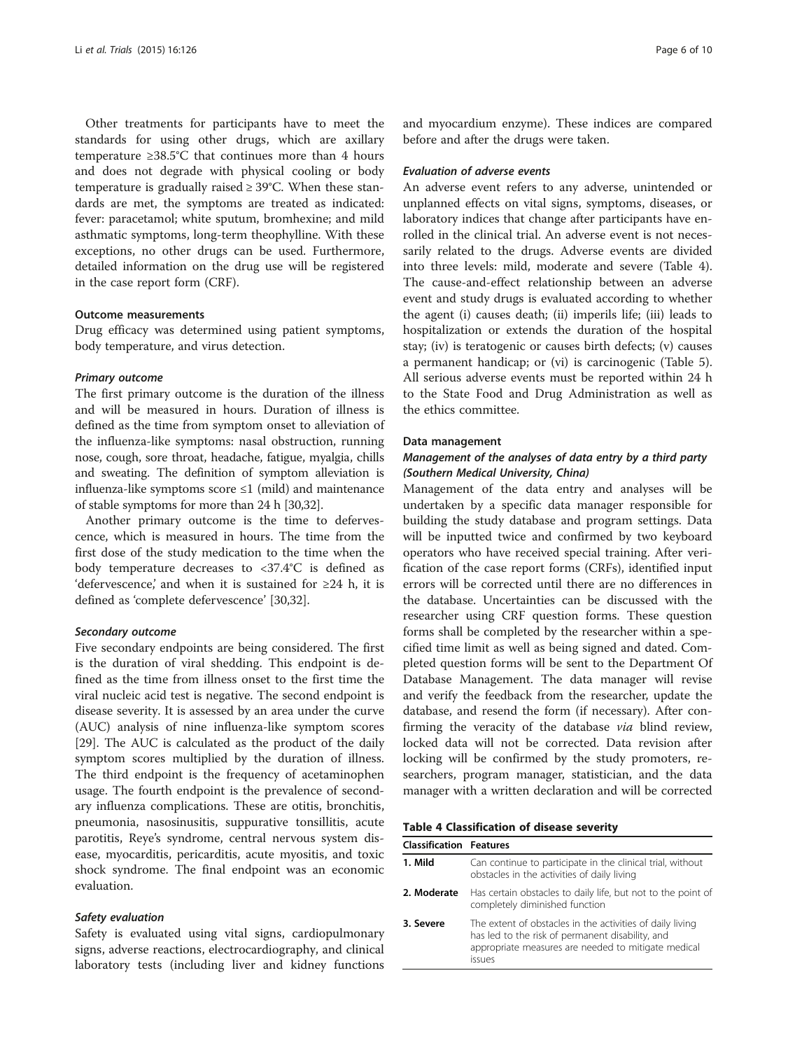Other treatments for participants have to meet the standards for using other drugs, which are axillary temperature ≥38.5°C that continues more than 4 hours and does not degrade with physical cooling or body temperature is gradually raised ≥ 39°C. When these standards are met, the symptoms are treated as indicated: fever: paracetamol; white sputum, bromhexine; and mild asthmatic symptoms, long-term theophylline. With these exceptions, no other drugs can be used. Furthermore, detailed information on the drug use will be registered in the case report form (CRF).

#### Outcome measurements

Drug efficacy was determined using patient symptoms, body temperature, and virus detection.

##### *Primary outcome*

The first primary outcome is the duration of the illness and will be measured in hours. Duration of illness is defined as the time from symptom onset to alleviation of the influenza-like symptoms: nasal obstruction, running nose, cough, sore throat, headache, fatigue, myalgia, chills and sweating. The definition of symptom alleviation is influenza-like symptoms score ≤1 (mild) and maintenance of stable symptoms for more than 24 h [30,32].

Another primary outcome is the time to defervescence, which is measured in hours. The time from the first dose of the study medication to the time when the body temperature decreases to <37.4°C is defined as 'defervescence,' and when it is sustained for ≥24 h, it is defined as 'complete defervescence' [30,32].

##### *Secondary outcome*

Five secondary endpoints are being considered. The first is the duration of viral shedding. This endpoint is defined as the time from illness onset to the first time the viral nucleic acid test is negative. The second endpoint is disease severity. It is assessed by an area under the curve (AUC) analysis of nine influenza-like symptom scores [29]. The AUC is calculated as the product of the daily symptom scores multiplied by the duration of illness. The third endpoint is the frequency of acetaminophen usage. The fourth endpoint is the prevalence of secondary influenza complications. These are otitis, bronchitis, pneumonia, nasosinusitis, suppurative tonsillitis, acute parotitis, Reye's syndrome, central nervous system disease, myocarditis, pericarditis, acute myositis, and toxic shock syndrome. The final endpoint was an economic evaluation.

##### *Safety evaluation*

Safety is evaluated using vital signs, cardiopulmonary signs, adverse reactions, electrocardiography, and clinical laboratory tests (including liver and kidney functions and myocardium enzyme). These indices are compared before and after the drugs were taken.

##### *Evaluation of adverse events*

An adverse event refers to any adverse, unintended or unplanned effects on vital signs, symptoms, diseases, or laboratory indices that change after participants have enrolled in the clinical trial. An adverse event is not necessarily related to the drugs. Adverse events are divided into three levels: mild, moderate and severe (Table 4). The cause-and-effect relationship between an adverse event and study drugs is evaluated according to whether the agent (i) causes death; (ii) imperils life; (iii) leads to hospitalization or extends the duration of the hospital stay; (iv) is teratogenic or causes birth defects; (v) causes a permanent handicap; or (vi) is carcinogenic (Table 5). All serious adverse events must be reported within 24 h to the State Food and Drug Administration as well as the ethics committee.

#### Data management

##### *Management of the analyses of data entry by a third party (Southern Medical University, China)*

Management of the data entry and analyses will be undertaken by a specific data manager responsible for building the study database and program settings. Data will be inputted twice and confirmed by two keyboard operators who have received special training. After verification of the case report forms (CRFs), identified input errors will be corrected until there are no differences in the database. Uncertainties can be discussed with the researcher using CRF question forms. These question forms shall be completed by the researcher within a specified time limit as well as being signed and dated. Completed question forms will be sent to the Department Of Database Management. The data manager will revise and verify the feedback from the researcher, update the database, and resend the form (if necessary). After confirming the veracity of the database *via* blind review, locked data will not be corrected. Data revision after locking will be confirmed by the study promoters, researchers, program manager, statistician, and the data manager with a written declaration and will be corrected

**Table 4 Classification of disease severity**

| Classification | Features |
|---|---|
| **1. Mild** | Can continue to participate in the clinical trial, without obstacles in the activities of daily living |
| **2. Moderate** | Has certain obstacles to daily life, but not to the point of completely diminished function |
| **3. Severe** | The extent of obstacles in the activities of daily living has led to the risk of permanent disability, and appropriate measures are needed to mitigate medical issues |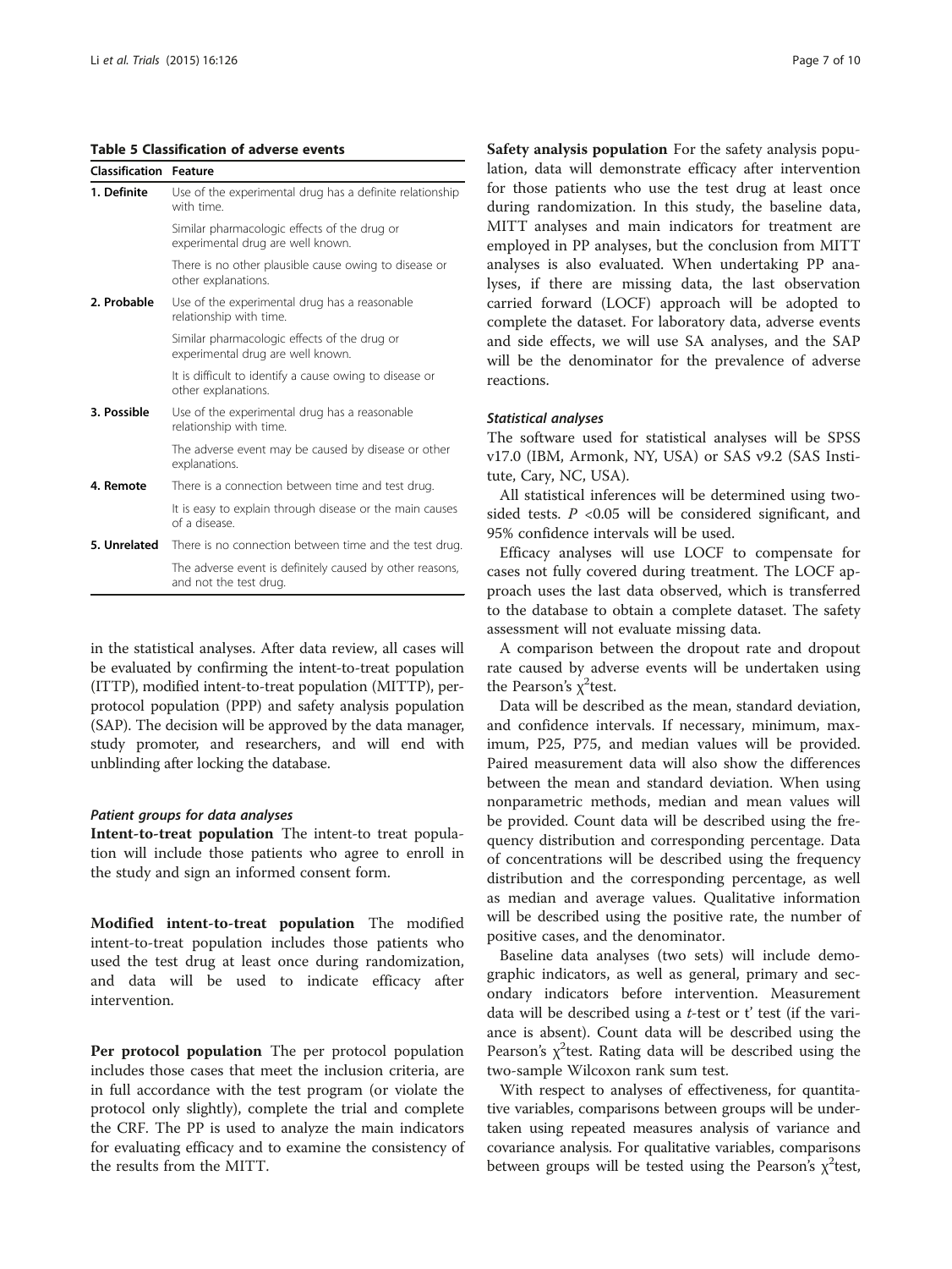**Table 5 Classification of adverse events**

| Classification | Feature |
|---|---|
| **1. Definite** | Use of the experimental drug has a definite relationship with time. |
| | Similar pharmacologic effects of the drug or experimental drug are well known. |
| | There is no other plausible cause owing to disease or other explanations. |
| **2. Probable** | Use of the experimental drug has a reasonable relationship with time. |
| | Similar pharmacologic effects of the drug or experimental drug are well known. |
| | It is difficult to identify a cause owing to disease or other explanations. |
| **3. Possible** | Use of the experimental drug has a reasonable relationship with time. |
| | The adverse event may be caused by disease or other explanations. |
| **4. Remote** | There is a connection between time and test drug. |
| | It is easy to explain through disease or the main causes of a disease. |
| **5. Unrelated** | There is no connection between time and the test drug. |
| | The adverse event is definitely caused by other reasons, and not the test drug. |

in the statistical analyses. After data review, all cases will be evaluated by confirming the intent-to-treat population (ITTP), modified intent-to-treat population (MITTP), per-protocol population (PPP) and safety analysis population (SAP). The decision will be approved by the data manager, study promoter, and researchers, and will end with unblinding after locking the database.

#### *Patient groups for data analyses*

**Intent-to-treat population** The intent-to treat population will include those patients who agree to enroll in the study and sign an informed consent form.

**Modified intent-to-treat population** The modified intent-to-treat population includes those patients who used the test drug at least once during randomization, and data will be used to indicate efficacy after intervention.

**Per protocol population** The per protocol population includes those cases that meet the inclusion criteria, are in full accordance with the test program (or violate the protocol only slightly), complete the trial and complete the CRF. The PP is used to analyze the main indicators for evaluating efficacy and to examine the consistency of the results from the MITT.

**Safety analysis population** For the safety analysis population, data will demonstrate efficacy after intervention for those patients who use the test drug at least once during randomization. In this study, the baseline data, MITT analyses and main indicators for treatment are employed in PP analyses, but the conclusion from MITT analyses is also evaluated. When undertaking PP analyses, if there are missing data, the last observation carried forward (LOCF) approach will be adopted to complete the dataset. For laboratory data, adverse events and side effects, we will use SA analyses, and the SAP will be the denominator for the prevalence of adverse reactions.

#### *Statistical analyses*

The software used for statistical analyses will be SPSS v17.0 (IBM, Armonk, NY, USA) or SAS v9.2 (SAS Institute, Cary, NC, USA).

All statistical inferences will be determined using two-sided tests. $P$ <0.05 will be considered significant, and 95% confidence intervals will be used.

Efficacy analyses will use LOCF to compensate for cases not fully covered during treatment. The LOCF approach uses the last data observed, which is transferred to the database to obtain a complete dataset. The safety assessment will not evaluate missing data.

A comparison between the dropout rate and dropout rate caused by adverse events will be undertaken using the Pearson's $\chi^2$test.

Data will be described as the mean, standard deviation, and confidence intervals. If necessary, minimum, maximum, P25, P75, and median values will be provided. Paired measurement data will also show the differences between the mean and standard deviation. When using nonparametric methods, median and mean values will be provided. Count data will be described using the frequency distribution and corresponding percentage. Data of concentrations will be described using the frequency distribution and the corresponding percentage, as well as median and average values. Qualitative information will be described using the positive rate, the number of positive cases, and the denominator.

Baseline data analyses (two sets) will include demographic indicators, as well as general, primary and secondary indicators before intervention. Measurement data will be described using a $t$-test or t' test (if the variance is absent). Count data will be described using the Pearson's $\chi^2$test. Rating data will be described using the two-sample Wilcoxon rank sum test.

With respect to analyses of effectiveness, for quantitative variables, comparisons between groups will be undertaken using repeated measures analysis of variance and covariance analysis. For qualitative variables, comparisons between groups will be tested using the Pearson's $\chi^2$test,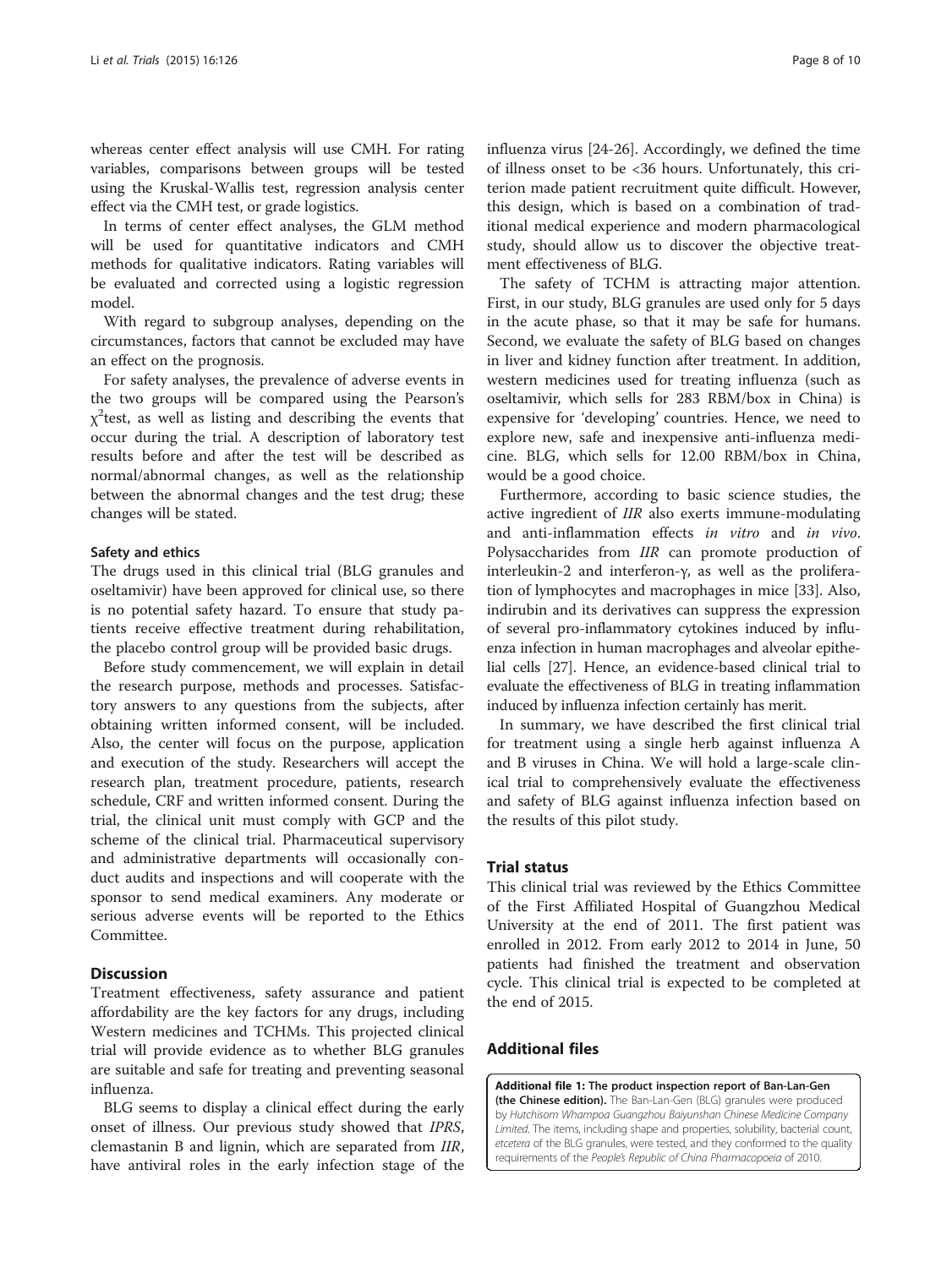whereas center effect analysis will use CMH. For rating variables, comparisons between groups will be tested using the Kruskal-Wallis test, regression analysis center effect via the CMH test, or grade logistics.

In terms of center effect analyses, the GLM method will be used for quantitative indicators and CMH methods for qualitative indicators. Rating variables will be evaluated and corrected using a logistic regression model.

With regard to subgroup analyses, depending on the circumstances, factors that cannot be excluded may have an effect on the prognosis.

For safety analyses, the prevalence of adverse events in the two groups will be compared using the Pearson's $\chi^2$test, as well as listing and describing the events that occur during the trial. A description of laboratory test results before and after the test will be described as normal/abnormal changes, as well as the relationship between the abnormal changes and the test drug; these changes will be stated.

#### Safety and ethics

The drugs used in this clinical trial (BLG granules and oseltamivir) have been approved for clinical use, so there is no potential safety hazard. To ensure that study patients receive effective treatment during rehabilitation, the placebo control group will be provided basic drugs.

Before study commencement, we will explain in detail the research purpose, methods and processes. Satisfactory answers to any questions from the subjects, after obtaining written informed consent, will be included. Also, the center will focus on the purpose, application and execution of the study. Researchers will accept the research plan, treatment procedure, patients, research schedule, CRF and written informed consent. During the trial, the clinical unit must comply with GCP and the scheme of the clinical trial. Pharmaceutical supervisory and administrative departments will occasionally conduct audits and inspections and will cooperate with the sponsor to send medical examiners. Any moderate or serious adverse events will be reported to the Ethics Committee.

## Discussion

Treatment effectiveness, safety assurance and patient affordability are the key factors for any drugs, including Western medicines and TCHMs. This projected clinical trial will provide evidence as to whether BLG granules are suitable and safe for treating and preventing seasonal influenza.

BLG seems to display a clinical effect during the early onset of illness. Our previous study showed that *IPRS*, clemastanin B and lignin, which are separated from *IIR*, have antiviral roles in the early infection stage of the influenza virus [24-26]. Accordingly, we defined the time of illness onset to be <36 hours. Unfortunately, this criterion made patient recruitment quite difficult. However, this design, which is based on a combination of traditional medical experience and modern pharmacological study, should allow us to discover the objective treatment effectiveness of BLG.

The safety of TCHM is attracting major attention. First, in our study, BLG granules are used only for 5 days in the acute phase, so that it may be safe for humans. Second, we evaluate the safety of BLG based on changes in liver and kidney function after treatment. In addition, western medicines used for treating influenza (such as oseltamivir, which sells for 283 RBM/box in China) is expensive for 'developing' countries. Hence, we need to explore new, safe and inexpensive anti-influenza medicine. BLG, which sells for 12.00 RBM/box in China, would be a good choice.

Furthermore, according to basic science studies, the active ingredient of *IIR* also exerts immune-modulating and anti-inflammation effects *in vitro* and *in vivo*. Polysaccharides from *IIR* can promote production of interleukin-2 and interferon-γ, as well as the proliferation of lymphocytes and macrophages in mice [33]. Also, indirubin and its derivatives can suppress the expression of several pro-inflammatory cytokines induced by influenza infection in human macrophages and alveolar epithelial cells [27]. Hence, an evidence-based clinical trial to evaluate the effectiveness of BLG in treating inflammation induced by influenza infection certainly has merit.

In summary, we have described the first clinical trial for treatment using a single herb against influenza A and B viruses in China. We will hold a large-scale clinical trial to comprehensively evaluate the effectiveness and safety of BLG against influenza infection based on the results of this pilot study.

## Trial status

This clinical trial was reviewed by the Ethics Committee of the First Affiliated Hospital of Guangzhou Medical University at the end of 2011. The first patient was enrolled in 2012. From early 2012 to 2014 in June, 50 patients had finished the treatment and observation cycle. This clinical trial is expected to be completed at the end of 2015.

## Additional files

**Additional file 1: The product inspection report of Ban-Lan-Gen (the Chinese edition).** The Ban-Lan-Gen (BLG) granules were produced by *Hutchisom Whampoa Guangzhou Baiyunshan Chinese Medicine Company Limited*. The items, including shape and properties, solubility, bacterial count, *etcetera* of the BLG granules, were tested, and they conformed to the quality requirements of the *People's Republic of China Pharmacopoeia* of 2010.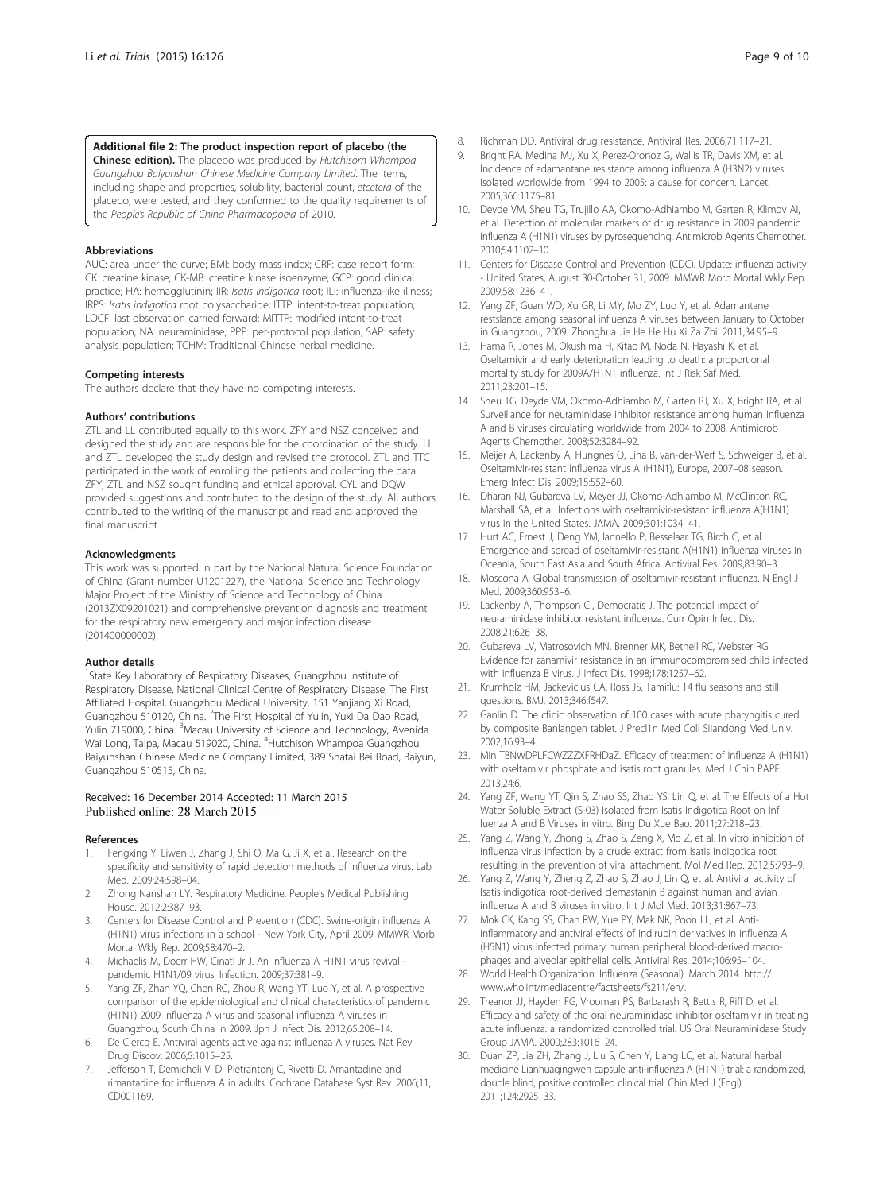**Additional file 2: The product inspection report of placebo (the Chinese edition).** The placebo was produced by *Hutchisom Whampoa Guangzhou Baiyunshan Chinese Medicine Company Limited*. The items, including shape and properties, solubility, bacterial count, *etcetera* of the placebo, were tested, and they conformed to the quality requirements of the *People's Republic of China Pharmacopoeia* of 2010.

#### Abbreviations

AUC: area under the curve; BMI: body mass index; CRF: case report form; CK: creatine kinase; CK-MB: creatine kinase isoenzyme; GCP: good clinical practice; HA: hemagglutinin; IIR: *Isatis indigotica* root; ILI: influenza-like illness; IRPS: *Isatis indigotica* root polysaccharide; ITTP: intent-to-treat population; LOCF: last observation carried forward; MITTP: modified intent-to-treat population; NA: neuraminidase; PPP: per-protocol population; SAP: safety analysis population; TCHM: Traditional Chinese herbal medicine.

#### Competing interests

The authors declare that they have no competing interests.

#### Authors' contributions

ZTL and LL contributed equally to this work. ZFY and NSZ conceived and designed the study and are responsible for the coordination of the study. LL and ZTL developed the study design and revised the protocol. ZTL and TTC participated in the work of enrolling the patients and collecting the data. ZFY, ZTL and NSZ sought funding and ethical approval. CYL and DQW provided suggestions and contributed to the design of the study. All authors contributed to the writing of the manuscript and read and approved the final manuscript.

#### Acknowledgments

This work was supported in part by the National Natural Science Foundation of China (Grant number U1201227), the National Science and Technology Major Project of the Ministry of Science and Technology of China (2013ZX09201021) and comprehensive prevention diagnosis and treatment for the respiratory new emergency and major infection disease (201400000002).

#### Author details

[1]State Key Laboratory of Respiratory Diseases, Guangzhou Institute of Respiratory Disease, National Clinical Centre of Respiratory Disease, The First Affiliated Hospital, Guangzhou Medical University, 151 Yanjiang Xi Road, Guangzhou 510120, China. [2]The First Hospital of Yulin, Yuxi Da Dao Road, Yulin 719000, China. [3]Macau University of Science and Technology, Avenida Wai Long, Taipa, Macau 519020, China. [4]Hutchison Whampoa Guangzhou Baiyunshan Chinese Medicine Company Limited, 389 Shatai Bei Road, Baiyun, Guangzhou 510515, China.

Received: 16 December 2014 Accepted: 11 March 2015
Published online: 28 March 2015

#### References

1. Fengxing Y, Liwen J, Zhang J, Shi Q, Ma G, Ji X, et al. Research on the specificity and sensitivity of rapid detection methods of influenza virus. Lab Med. 2009;24:598–04.
2. Zhong Nanshan LY. Respiratory Medicine. People's Medical Publishing House. 2012;2:387–93.
3. Centers for Disease Control and Prevention (CDC). Swine-origin influenza A (H1N1) virus infections in a school - New York City, April 2009. MMWR Morb Mortal Wkly Rep. 2009;58:470–2.
4. Michaelis M, Doerr HW, Cinatl Jr J. An influenza A H1N1 virus revival - pandemic H1N1/09 virus. Infection. 2009;37:381–9.
5. Yang ZF, Zhan YQ, Chen RC, Zhou R, Wang YT, Luo Y, et al. A prospective comparison of the epidemiological and clinical characteristics of pandemic (H1N1) 2009 influenza A virus and seasonal influenza A viruses in Guangzhou, South China in 2009. Jpn J Infect Dis. 2012;65:208–14.
6. De Clercq E. Antiviral agents active against influenza A viruses. Nat Rev Drug Discov. 2006;5:1015–25.
7. Jefferson T, Demicheli V, Di Pietrantonj C, Rivetti D. Amantadine and rimantadine for influenza A in adults. Cochrane Database Syst Rev. 2006;11, CD001169.
8. Richman DD. Antiviral drug resistance. Antiviral Res. 2006;71:117–21.
9. Bright RA, Medina MJ, Xu X, Perez-Oronoz G, Wallis TR, Davis XM, et al. Incidence of adamantane resistance among influenza A (H3N2) viruses isolated worldwide from 1994 to 2005: a cause for concern. Lancet. 2005;366:1175–81.
10. Deyde VM, Sheu TG, Trujillo AA, Okomo-Adhiambo M, Garten R, Klimov AI, et al. Detection of molecular markers of drug resistance in 2009 pandemic influenza A (H1N1) viruses by pyrosequencing. Antimicrob Agents Chemother. 2010;54:1102–10.
11. Centers for Disease Control and Prevention (CDC). Update: influenza activity - United States, August 30-October 31, 2009. MMWR Morb Mortal Wkly Rep. 2009;58:1236–41.
12. Yang ZF, Guan WD, Xu GR, Li MY, Mo ZY, Luo Y, et al. Adamantane restslance among seasonal influenza A viruses between January to October in Guangzhou, 2009. Zhonghua Jie He He Hu Xi Za Zhi. 2011;34:95–9.
13. Hama R, Jones M, Okushima H, Kitao M, Noda N, Hayashi K, et al. Oseltamivir and early deterioration leading to death: a proportional mortality study for 2009A/H1N1 influenza. Int J Risk Saf Med. 2011;23:201–15.
14. Sheu TG, Deyde VM, Okomo-Adhiambo M, Garten RJ, Xu X, Bright RA, et al. Surveillance for neuraminidase inhibitor resistance among human influenza A and B viruses circulating worldwide from 2004 to 2008. Antimicrob Agents Chemother. 2008;52:3284–92.
15. Meijer A, Lackenby A, Hungnes O, Lina B. van-der-Werf S, Schweiger B, et al. Oseltamivir-resistant influenza virus A (H1N1), Europe, 2007–08 season. Emerg Infect Dis. 2009;15:552–60.
16. Dharan NJ, Gubareva LV, Meyer JJ, Okomo-Adhiambo M, McClinton RC, Marshall SA, et al. Infections with oseltamivir-resistant influenza A(H1N1) virus in the United States. JAMA. 2009;301:1034–41.
17. Hurt AC, Ernest J, Deng YM, Iannello P, Besselaar TG, Birch C, et al. Emergence and spread of oseltamivir-resistant A(H1N1) influenza viruses in Oceania, South East Asia and South Africa. Antiviral Res. 2009;83:90–3.
18. Moscona A. Global transmission of oseltamivir-resistant influenza. N Engl J Med. 2009;360:953–6.
19. Lackenby A, Thompson CI, Democratis J. The potential impact of neuraminidase inhibitor resistant influenza. Curr Opin Infect Dis. 2008;21:626–38.
20. Gubareva LV, Matrosovich MN, Brenner MK, Bethell RC, Webster RG. Evidence for zanamivir resistance in an immunocompromised child infected with influenza B virus. J Infect Dis. 1998;178:1257–62.
21. Krumholz HM, Jackevicius CA, Ross JS. Tamiflu: 14 flu seasons and still questions. BMJ. 2013;346:f547.
22. Ganlin D. The cfinic observation of 100 cases with acute pharyngitis cured by composite Banlangen tablet. J Precl1n Med Coll Siiandong Med Univ. 2002;16:93–4.
23. Min TBNWDPLFCWZZZXFRHDaZ. Efficacy of treatment of influenza A (H1N1) with oseltamivir phosphate and isatis root granules. Med J Chin PAPF. 2013;24:6.
24. Yang ZF, Wang YT, Qin S, Zhao SS, Zhao YS, Lin Q, et al. The Effects of a Hot Water Soluble Extract (S-03) Isolated from Isatis Indigotica Root on Inf luenza A and B Viruses in vitro. Bing Du Xue Bao. 2011;27:218–23.
25. Yang Z, Wang Y, Zhong S, Zhao S, Zeng X, Mo Z, et al. In vitro inhibition of influenza virus infection by a crude extract from Isatis indigotica root resulting in the prevention of viral attachment. Mol Med Rep. 2012;5:793–9.
26. Yang Z, Wang Y, Zheng Z, Zhao S, Zhao J, Lin Q, et al. Antiviral activity of Isatis indigotica root-derived clemastanin B against human and avian influenza A and B viruses in vitro. Int J Mol Med. 2013;31:867–73.
27. Mok CK, Kang SS, Chan RW, Yue PY, Mak NK, Poon LL, et al. Anti-inflammatory and antiviral effects of indirubin derivatives in influenza A (H5N1) virus infected primary human peripheral blood-derived macrophages and alveolar epithelial cells. Antiviral Res. 2014;106:95–104.
28. World Health Organization. Influenza (Seasonal). March 2014. http://www.who.int/mediacentre/factsheets/fs211/en/.
29. Treanor JJ, Hayden FG, Vrooman PS, Barbarash R, Bettis R, Riff D, et al. Efficacy and safety of the oral neuraminidase inhibitor oseltamivir in treating acute influenza: a randomized controlled trial. US Oral Neuraminidase Study Group JAMA. 2000;283:1016–24.
30. Duan ZP, Jia ZH, Zhang J, Liu S, Chen Y, Liang LC, et al. Natural herbal medicine Lianhuaqingwen capsule anti-influenza A (H1N1) trial: a randomized, double blind, positive controlled clinical trial. Chin Med J (Engl). 2011;124:2925–33.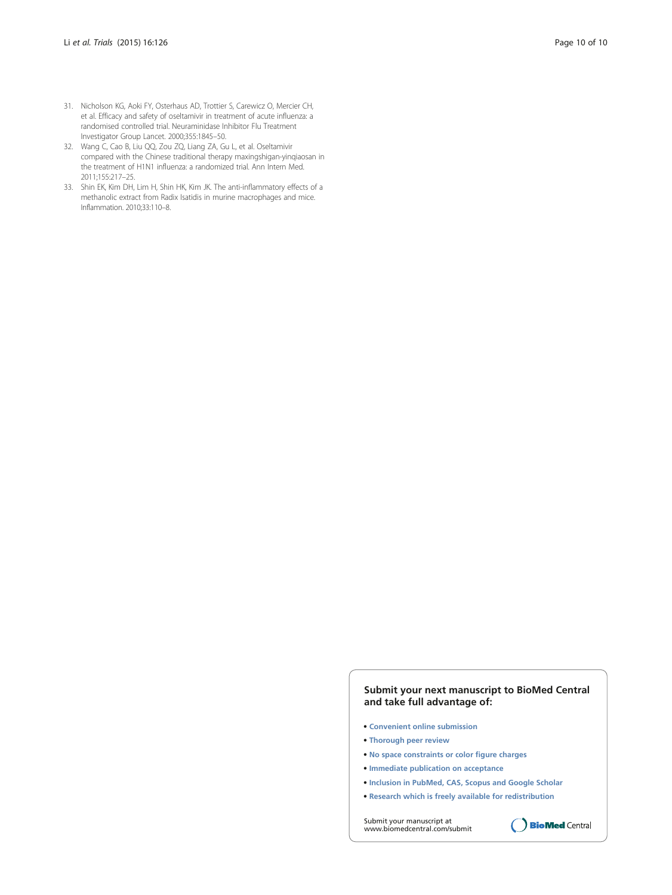31. Nicholson KG, Aoki FY, Osterhaus AD, Trottier S, Carewicz O, Mercier CH, et al. Efficacy and safety of oseltamivir in treatment of acute influenza: a randomised controlled trial. Neuraminidase Inhibitor Flu Treatment Investigator Group Lancet. 2000;355:1845–50.
32. Wang C, Cao B, Liu QQ, Zou ZQ, Liang ZA, Gu L, et al. Oseltamivir compared with the Chinese traditional therapy maxingshigan-yinqiaosan in the treatment of H1N1 influenza: a randomized trial. Ann Intern Med. 2011;155:217–25.
33. Shin EK, Kim DH, Lim H, Shin HK, Kim JK. The anti-inflammatory effects of a methanolic extract from Radix Isatidis in murine macrophages and mice. Inflammation. 2010;33:110–8.

**Submit your next manuscript to BioMed Central and take full advantage of:**

- **Convenient online submission**
- **Thorough peer review**
- **No space constraints or color figure charges**
- **Immediate publication on acceptance**
- **Inclusion in PubMed, CAS, Scopus and Google Scholar**
- **Research which is freely available for redistribution**

Submit your manuscript at
www.biomedcentral.com/submit

BioMed Central